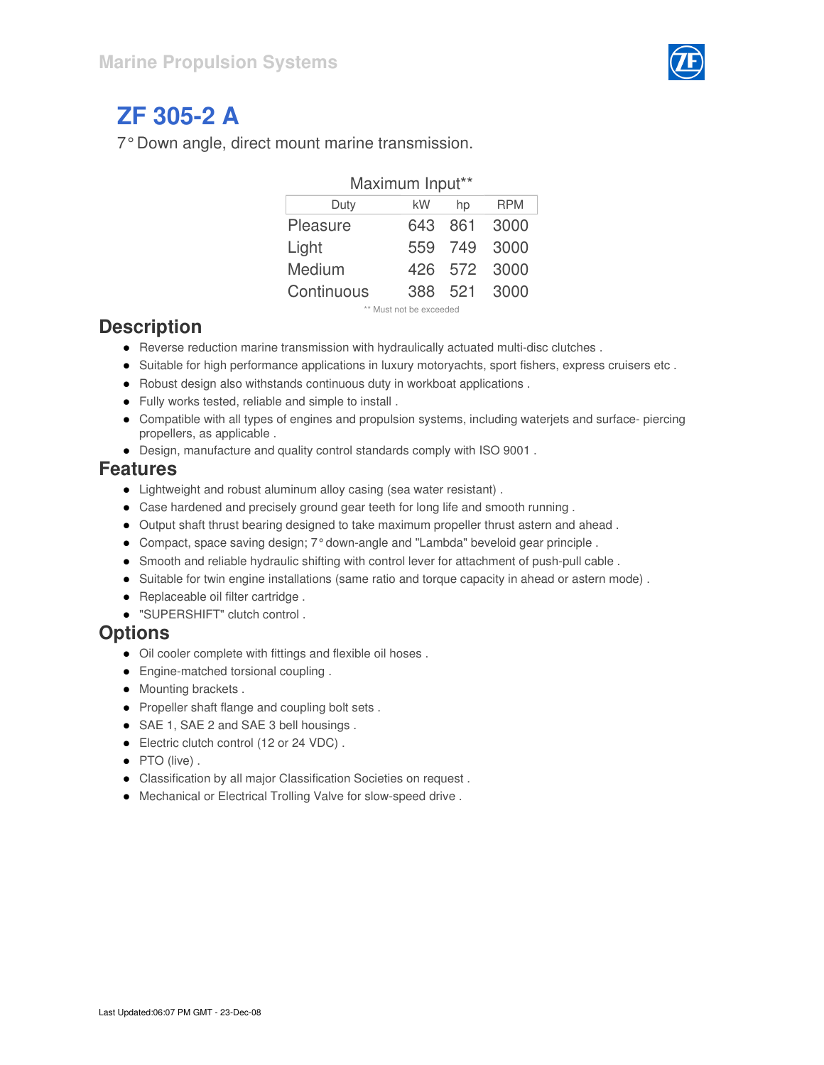Marine Propulsion Systems

# ZF 305-2 A

7° Down angle, direct mount marine transmission.

| Maximum Input** | | | |
|---|---|---|---|
| Duty | kW | hp | RPM |
| Pleasure | 643 | 861 | 3000 |
| Light | 559 | 749 | 3000 |
| Medium | 426 | 572 | 3000 |
| Continuous | 388 | 521 | 3000 |

** Must not be exceeded

## Description

- Reverse reduction marine transmission with hydraulically actuated multi-disc clutches .
- Suitable for high performance applications in luxury motoryachts, sport fishers, express cruisers etc .
- Robust design also withstands continuous duty in workboat applications .
- Fully works tested, reliable and simple to install .
- Compatible with all types of engines and propulsion systems, including waterjets and surface- piercing propellers, as applicable .
- Design, manufacture and quality control standards comply with ISO 9001 .

## Features

- Lightweight and robust aluminum alloy casing (sea water resistant) .
- Case hardened and precisely ground gear teeth for long life and smooth running .
- Output shaft thrust bearing designed to take maximum propeller thrust astern and ahead .
- Compact, space saving design; 7° down-angle and "Lambda" beveloid gear principle .
- Smooth and reliable hydraulic shifting with control lever for attachment of push-pull cable .
- Suitable for twin engine installations (same ratio and torque capacity in ahead or astern mode) .
- Replaceable oil filter cartridge .
- "SUPERSHIFT" clutch control .

## Options

- Oil cooler complete with fittings and flexible oil hoses .
- Engine-matched torsional coupling .
- Mounting brackets .
- Propeller shaft flange and coupling bolt sets .
- SAE 1, SAE 2 and SAE 3 bell housings .
- Electric clutch control (12 or 24 VDC) .
- PTO (live) .
- Classification by all major Classification Societies on request .
- Mechanical or Electrical Trolling Valve for slow-speed drive .

Last Updated:06:07 PM GMT - 23-Dec-08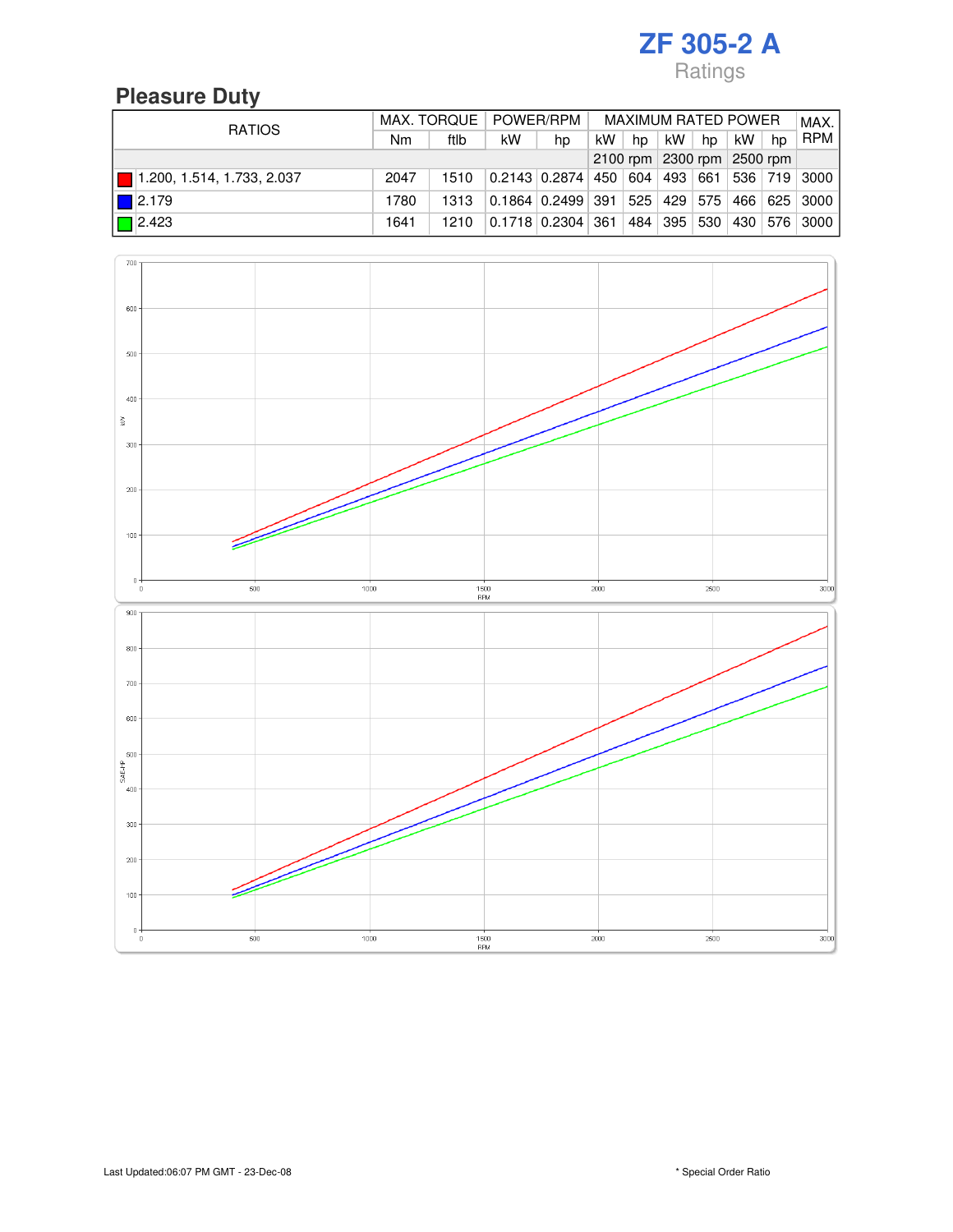# ZF 305-2 A

Ratings

## Pleasure Duty

| RATIOS | MAX. TORQUE | | POWER/RPM | | MAXIMUM RATED POWER | | | | | | MAX. RPM |
|---|---|---|---|---|---|---|---|---|---|---|---|
| | Nm | ftlb | kW | hp | kW | hp | kW | hp | kW | hp | |
| | | | | | 2100 rpm | | 2300 rpm | | 2500 rpm | | |
| 1.200, 1.514, 1.733, 2.037 | 2047 | 1510 | 0.2143 | 0.2874 | 450 | 604 | 493 | 661 | 536 | 719 | 3000 |
| 2.179 | 1780 | 1313 | 0.1864 | 0.2499 | 391 | 525 | 429 | 575 | 466 | 625 | 3000 |
| 2.423 | 1641 | 1210 | 0.1718 | 0.2304 | 361 | 484 | 395 | 530 | 430 | 576 | 3000 |

Last Updated:06:07 PM GMT - 23-Dec-08

* Special Order Ratio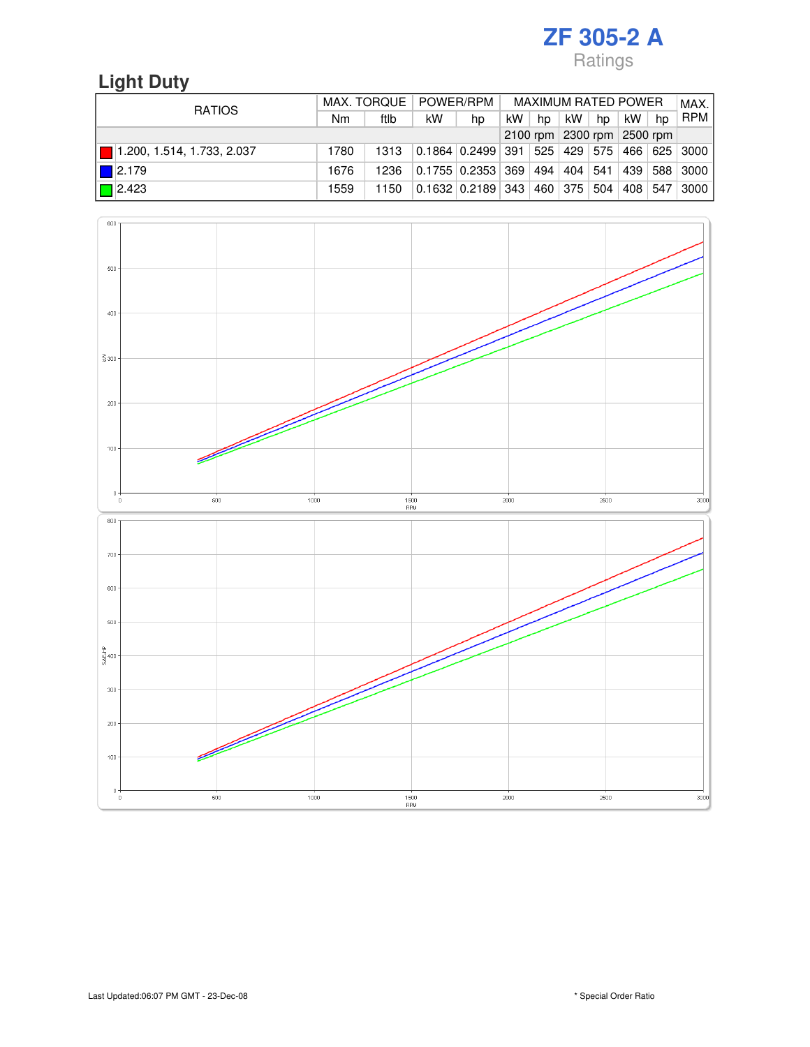# ZF 305-2 A

Ratings

## Light Duty

| RATIOS | MAX. TORQUE | | POWER/RPM | | MAXIMUM RATED POWER | | | | | | MAX. RPM |
|---|---|---|---|---|---|---|---|---|---|---|---|
| | Nm | ftlb | kW | hp | kW | hp | kW | hp | kW | hp | |
| | | | | | 2100 rpm | | 2300 rpm | | 2500 rpm | | |
| 1.200, 1.514, 1.733, 2.037 | 1780 | 1313 | 0.1864 | 0.2499 | 391 | 525 | 429 | 575 | 466 | 625 | 3000 |
| 2.179 | 1676 | 1236 | 0.1755 | 0.2353 | 369 | 494 | 404 | 541 | 439 | 588 | 3000 |
| 2.423 | 1559 | 1150 | 0.1632 | 0.2189 | 343 | 460 | 375 | 504 | 408 | 547 | 3000 |

Last Updated:06:07 PM GMT - 23-Dec-08

* Special Order Ratio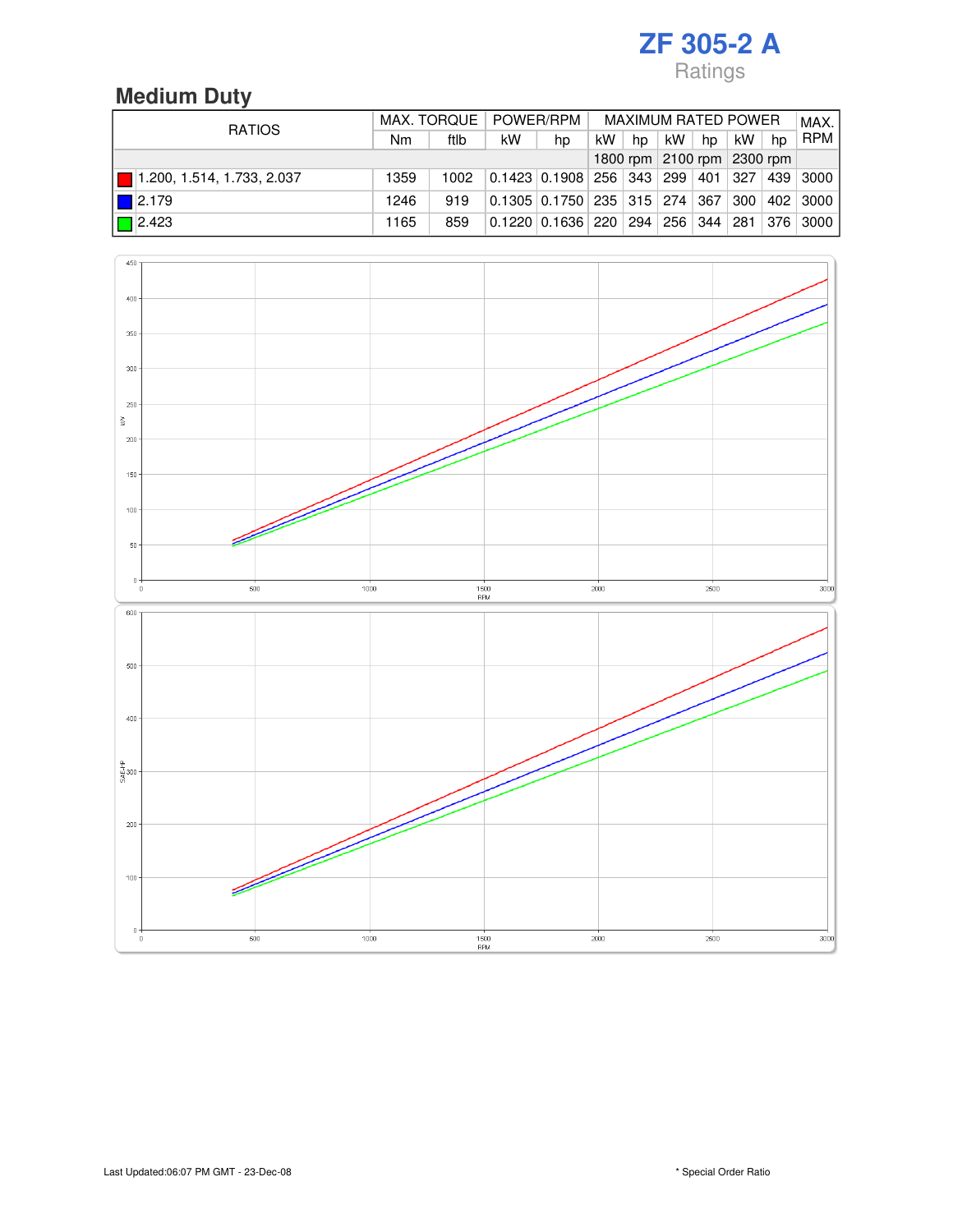# ZF 305-2 A

Ratings

## Medium Duty

| RATIOS | MAX. TORQUE | | POWER/RPM | | MAXIMUM RATED POWER | | | | | | MAX. RPM |
|---|---|---|---|---|---|---|---|---|---|---|---|
| | Nm | ftlb | kW | hp | kW | hp | kW | hp | kW | hp | |
| | | | | | 1800 rpm | | 2100 rpm | | 2300 rpm | | |
| 1.200, 1.514, 1.733, 2.037 | 1359 | 1002 | 0.1423 | 0.1908 | 256 | 343 | 299 | 401 | 327 | 439 | 3000 |
| 2.179 | 1246 | 919 | 0.1305 | 0.1750 | 235 | 315 | 274 | 367 | 300 | 402 | 3000 |
| 2.423 | 1165 | 859 | 0.1220 | 0.1636 | 220 | 294 | 256 | 344 | 281 | 376 | 3000 |

Last Updated:06:07 PM GMT - 23-Dec-08

* Special Order Ratio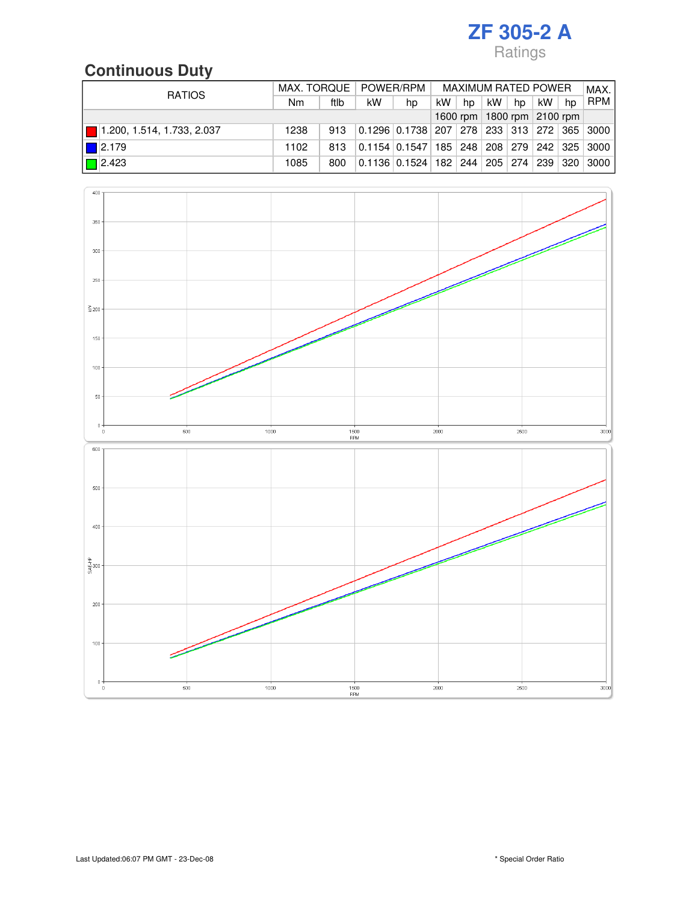# ZF 305-2 A

Ratings

## Continuous Duty

| RATIOS | MAX. TORQUE | | POWER/RPM | | MAXIMUM RATED POWER | | | | | | MAX. RPM |
|---|---|---|---|---|---|---|---|---|---|---|---|
| | Nm | ftlb | kW | hp | kW | hp | kW | hp | kW | hp | |
| | | | | | 1600 rpm | | 1800 rpm | | 2100 rpm | | |
| 1.200, 1.514, 1.733, 2.037 | 1238 | 913 | 0.1296 | 0.1738 | 207 | 278 | 233 | 313 | 272 | 365 | 3000 |
| 2.179 | 1102 | 813 | 0.1154 | 0.1547 | 185 | 248 | 208 | 279 | 242 | 325 | 3000 |
| 2.423 | 1085 | 800 | 0.1136 | 0.1524 | 182 | 244 | 205 | 274 | 239 | 320 | 3000 |

Last Updated:06:07 PM GMT - 23-Dec-08

* Special Order Ratio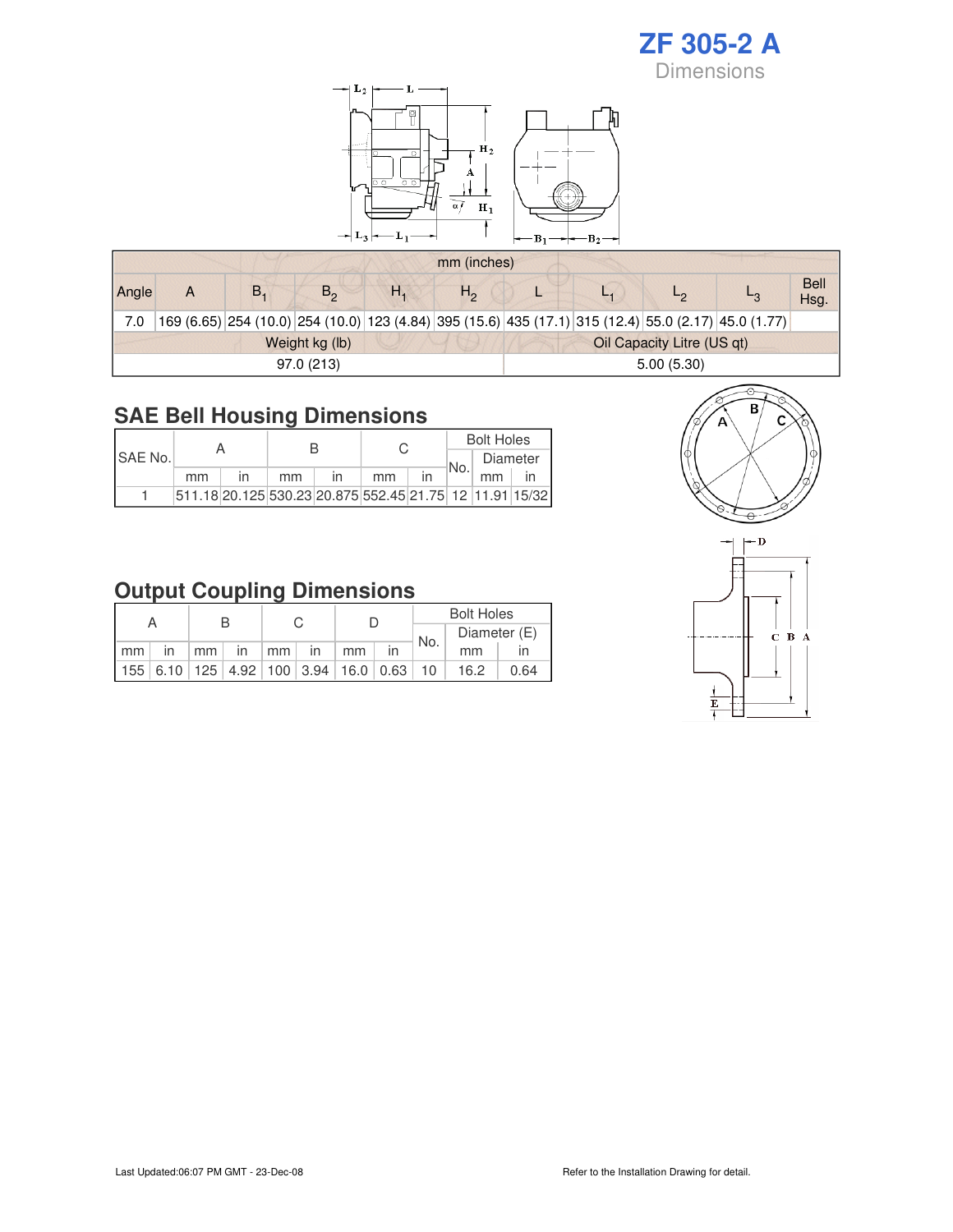# ZF 305-2 A

## Dimensions

| mm (inches) | | | | | | | | | | |
|---|---|---|---|---|---|---|---|---|---|---|
| Angle | A | $B_1$ | $B_2$ | $H_1$ | $H_2$ | L | $L_1$ | $L_2$ | $L_3$ | Bell Hsg. |
| 7.0 | 169 (6.65) | 254 (10.0) | 254 (10.0) | 123 (4.84) | 395 (15.6) | 435 (17.1) | 315 (12.4) | 55.0 (2.17) | 45.0 (1.77) | |

| Weight kg (lb) | Oil Capacity Litre (US qt) |
|---|---|
| 97.0 (213) | 5.00 (5.30) |

## SAE Bell Housing Dimensions

| SAE No. | A | | B | | C | | Bolt Holes | | |
|---|---|---|---|---|---|---|---|---|---|
| | | | | | | | No. | Diameter | |
| | mm | in | mm | in | mm | in | | mm | in |
| 1 | 511.18 | 20.125 | 530.23 | 20.875 | 552.45 | 21.75 | 12 | 11.91 | 15/32 |

## Output Coupling Dimensions

| A | | B | | C | | D | | Bolt Holes | | |
|---|---|---|---|---|---|---|---|---|---|---|
| | | | | | | | | No. | Diameter (E) | |
| mm | in | mm | in | mm | in | mm | in | | mm | in |
| 155 | 6.10 | 125 | 4.92 | 100 | 3.94 | 16.0 | 0.63 | 10 | 16.2 | 0.64 |

Last Updated:06:07 PM GMT - 23-Dec-08

Refer to the Installation Drawing for detail.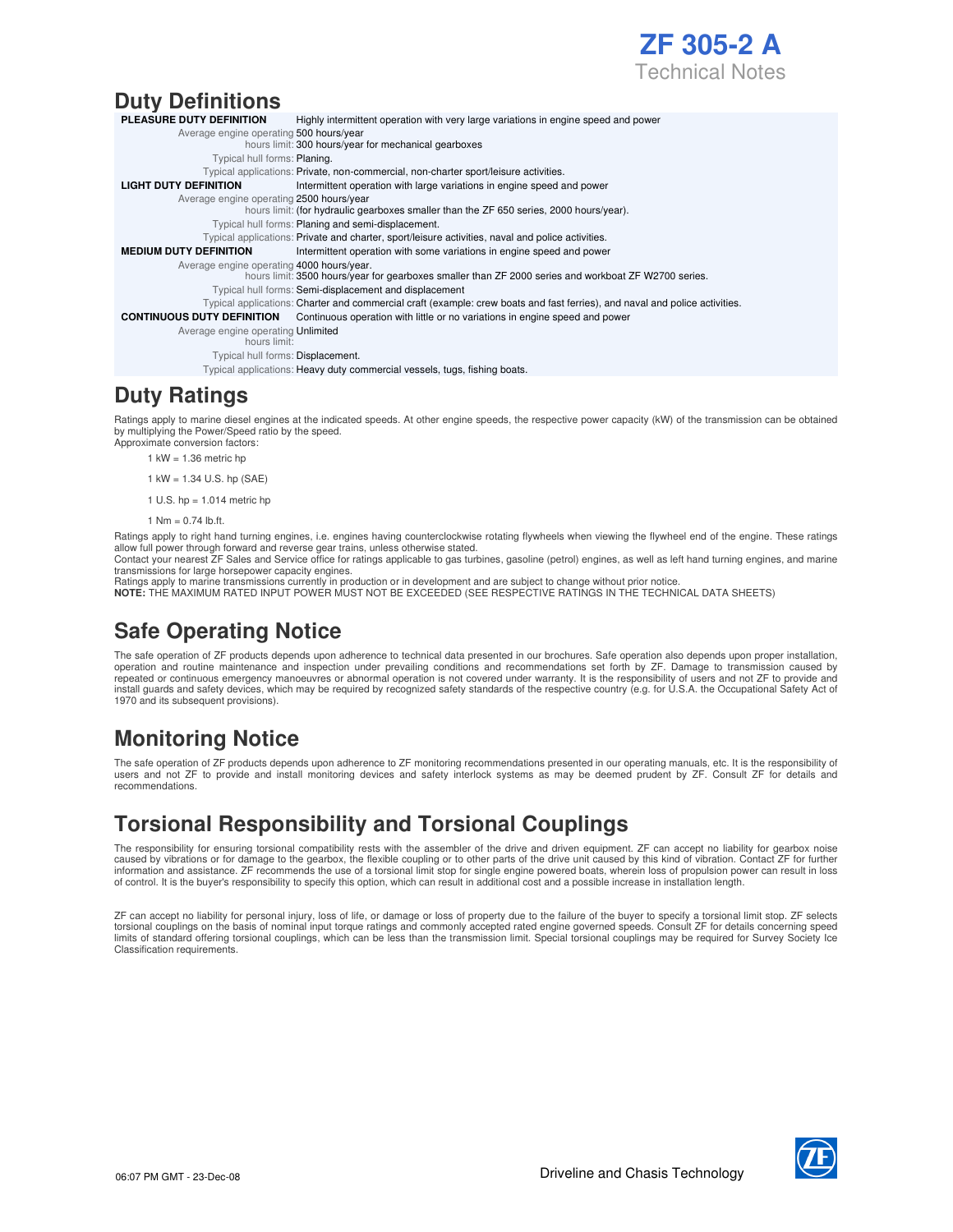# ZF 305-2 A

Technical Notes

## Duty Definitions

| | |
|---|---|
| **PLEASURE DUTY DEFINITION** | Highly intermittent operation with very large variations in engine speed and power |
| Average engine operating hours limit: | 500 hours/year<br>300 hours/year for mechanical gearboxes |
| Typical hull forms: | Planing. |
| Typical applications: | Private, non-commercial, non-charter sport/leisure activities. |
| **LIGHT DUTY DEFINITION** | Intermittent operation with large variations in engine speed and power |
| Average engine operating hours limit: | 2500 hours/year<br>(for hydraulic gearboxes smaller than the ZF 650 series, 2000 hours/year). |
| Typical hull forms: | Planing and semi-displacement. |
| Typical applications: | Private and charter, sport/leisure activities, naval and police activities. |
| **MEDIUM DUTY DEFINITION** | Intermittent operation with some variations in engine speed and power |
| Average engine operating hours limit: | 4000 hours/year.<br>3500 hours/year for gearboxes smaller than ZF 2000 series and workboat ZF W2700 series. |
| Typical hull forms: | Semi-displacement and displacement |
| Typical applications: | Charter and commercial craft (example: crew boats and fast ferries), and naval and police activities. |
| **CONTINUOUS DUTY DEFINITION** | Continuous operation with little or no variations in engine speed and power |
| Average engine operating hours limit: | Unlimited |
| Typical hull forms: | Displacement. |
| Typical applications: | Heavy duty commercial vessels, tugs, fishing boats. |

## Duty Ratings

Ratings apply to marine diesel engines at the indicated speeds. At other engine speeds, the respective power capacity (kW) of the transmission can be obtained by multiplying the Power/Speed ratio by the speed.
Approximate conversion factors:

1 kW = 1.36 metric hp

1 kW = 1.34 U.S. hp (SAE)

1 U.S. hp = 1.014 metric hp

1 Nm = 0.74 lb.ft.

Ratings apply to right hand turning engines, i.e. engines having counterclockwise rotating flywheels when viewing the flywheel end of the engine. These ratings allow full power through forward and reverse gear trains, unless otherwise stated.
Contact your nearest ZF Sales and Service office for ratings applicable to gas turbines, gasoline (petrol) engines, as well as left hand turning engines, and marine transmissions for large horsepower capacity engines.
Ratings apply to marine transmissions currently in production or in development and are subject to change without prior notice.
**NOTE:** THE MAXIMUM RATED INPUT POWER MUST NOT BE EXCEEDED (SEE RESPECTIVE RATINGS IN THE TECHNICAL DATA SHEETS)

## Safe Operating Notice

The safe operation of ZF products depends upon adherence to technical data presented in our brochures. Safe operation also depends upon proper installation, operation and routine maintenance and inspection under prevailing conditions and recommendations set forth by ZF. Damage to transmission caused by repeated or continuous emergency manoeuvres or abnormal operation is not covered under warranty. It is the responsibility of users and not ZF to provide and install guards and safety devices, which may be required by recognized safety standards of the respective country (e.g. for U.S.A. the Occupational Safety Act of 1970 and its subsequent provisions).

## Monitoring Notice

The safe operation of ZF products depends upon adherence to ZF monitoring recommendations presented in our operating manuals, etc. It is the responsibility of users and not ZF to provide and install monitoring devices and safety interlock systems as may be deemed prudent by ZF. Consult ZF for details and recommendations.

## Torsional Responsibility and Torsional Couplings

The responsibility for ensuring torsional compatibility rests with the assembler of the drive and driven equipment. ZF can accept no liability for gearbox noise caused by vibrations or for damage to the gearbox, the flexible coupling or to other parts of the drive unit caused by this kind of vibration. Contact ZF for further information and assistance. ZF recommends the use of a torsional limit stop for single engine powered boats, wherein loss of propulsion power can result in loss of control. It is the buyer's responsibility to specify this option, which can result in additional cost and a possible increase in installation length.

ZF can accept no liability for personal injury, loss of life, or damage or loss of property due to the failure of the buyer to specify a torsional limit stop. ZF selects torsional couplings on the basis of nominal input torque ratings and commonly accepted rated engine governed speeds. Consult ZF for details concerning speed limits of standard offering torsional couplings, which can be less than the transmission limit. Special torsional couplings may be required for Survey Society Ice Classification requirements.